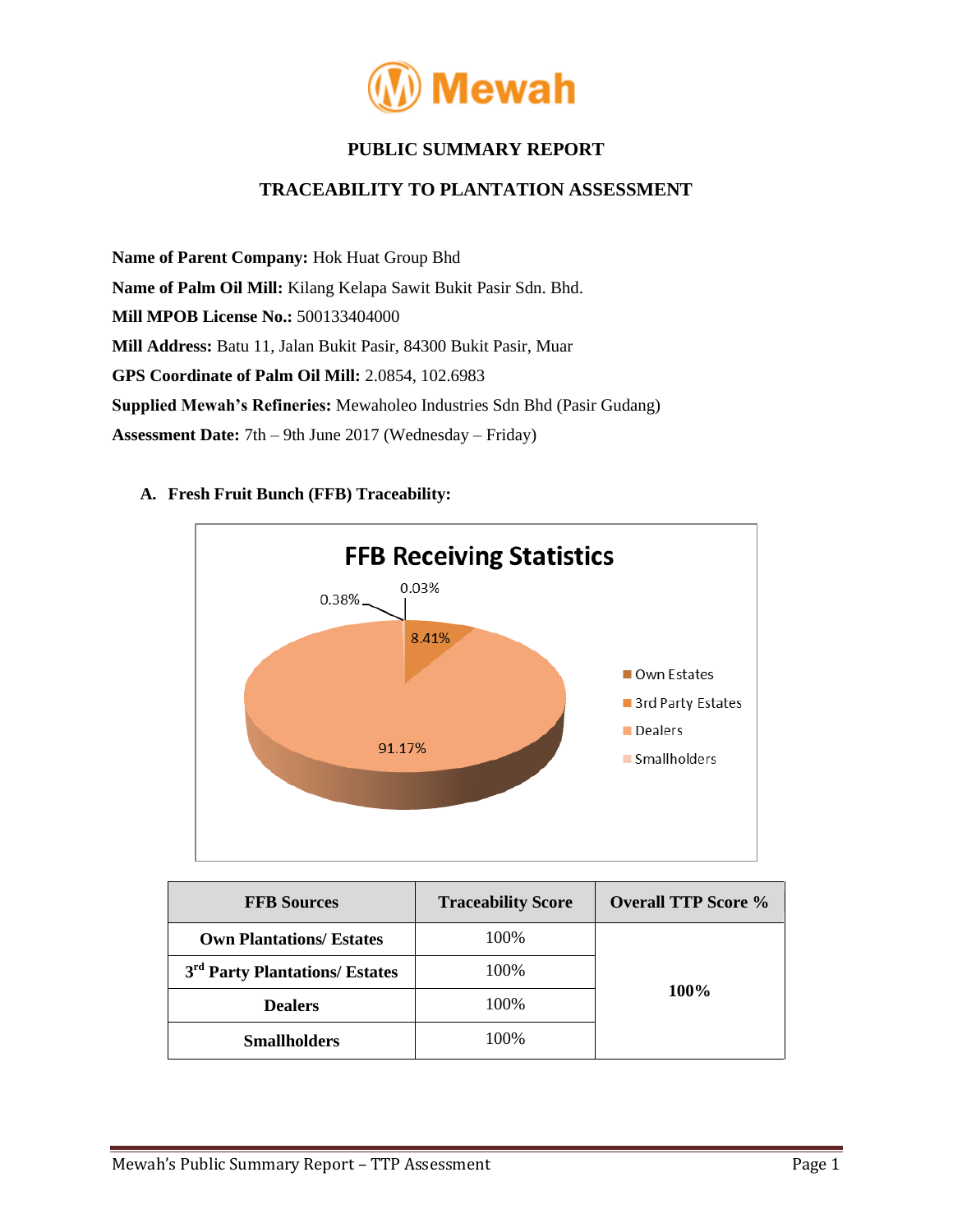# PUBLIC SUMMARY REPORT

## TRACEABILITY TO PLANTATION ASSESSMENT

**Name of Parent Company:** Hok Huat Group Bhd

**Name of Palm Oil Mill:** Kilang Kelapa Sawit Bukit Pasir Sdn. Bhd.

**Mill MPOB License No.:** 500133404000

**Mill Address:** Batu 11, Jalan Bukit Pasir, 84300 Bukit Pasir, Muar

**GPS Coordinate of Palm Oil Mill:** 2.0854, 102.6983

**Supplied Mewah's Refineries:** Mewaholeo Industries Sdn Bhd (Pasir Gudang)

**Assessment Date:** 7th – 9th June 2017 (Wednesday – Friday)

**A. Fresh Fruit Bunch (FFB) Traceability:**

FFB Receiving Statistics

- Own Estates: 0.38%
- 3rd Party Estates: 8.41%
- Dealers: 91.17%
- Smallholders: 0.03%

| FFB Sources | Traceability Score | Overall TTP Score % |
|---|---|---|
| Own Plantations/ Estates | 100% | 100% |
| 3rd Party Plantations/ Estates | 100% | |
| Dealers | 100% | |
| Smallholders | 100% | |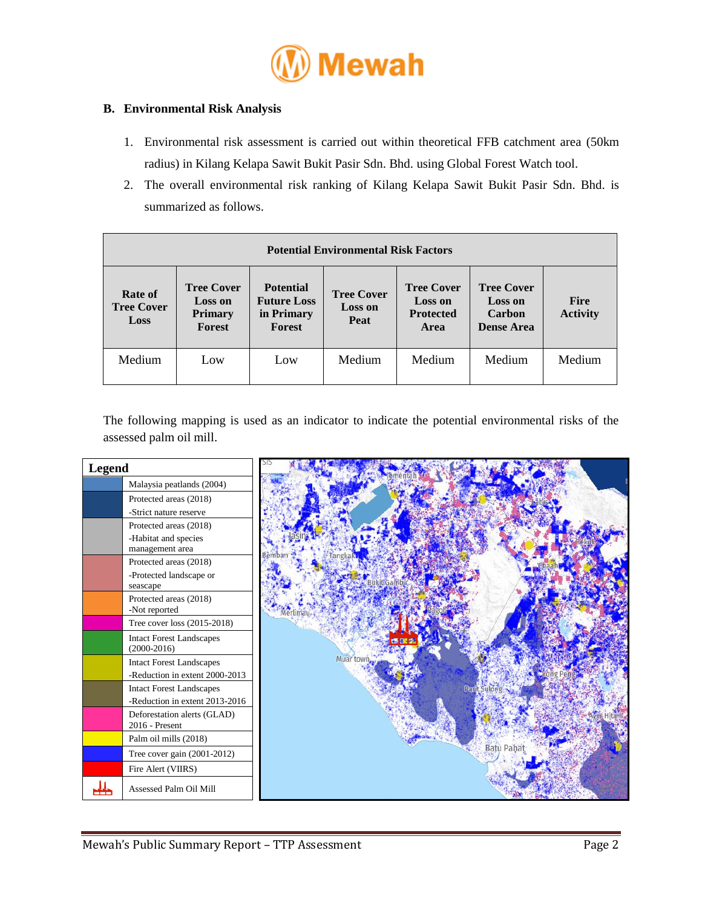## B. Environmental Risk Analysis

1. Environmental risk assessment is carried out within theoretical FFB catchment area (50km radius) in Kilang Kelapa Sawit Bukit Pasir Sdn. Bhd. using Global Forest Watch tool.
2. The overall environmental risk ranking of Kilang Kelapa Sawit Bukit Pasir Sdn. Bhd. is summarized as follows.

| Potential Environmental Risk Factors | | | | | | |
|---|---|---|---|---|---|---|
| **Rate of Tree Cover Loss** | **Tree Cover Loss on Primary Forest** | **Potential Future Loss in Primary Forest** | **Tree Cover Loss on Peat** | **Tree Cover Loss on Protected Area** | **Tree Cover Loss on Carbon Dense Area** | **Fire Activity** |
| Medium | Low | Low | Medium | Medium | Medium | Medium |

The following mapping is used as an indicator to indicate the potential environmental risks of the assessed palm oil mill.

| Legend | |
|---|---|
| | Malaysia peatlands (2004) |
| | Protected areas (2018) -Strict nature reserve |
| | Protected areas (2018) -Habitat and species management area |
| | Protected areas (2018) -Protected landscape or seascape |
| | Protected areas (2018) -Not reported |
| | Tree cover loss (2015-2018) |
| | Intact Forest Landscapes (2000-2016) |
| | Intact Forest Landscapes -Reduction in extent 2000-2013 |
| | Intact Forest Landscapes -Reduction in extent 2013-2016 |
| | Deforestation alerts (GLAD) 2016 - Present |
| | Palm oil mills (2018) |
| | Tree cover gain (2001-2012) |
| | Fire Alert (VIIRS) |
| | Assessed Palm Oil Mill |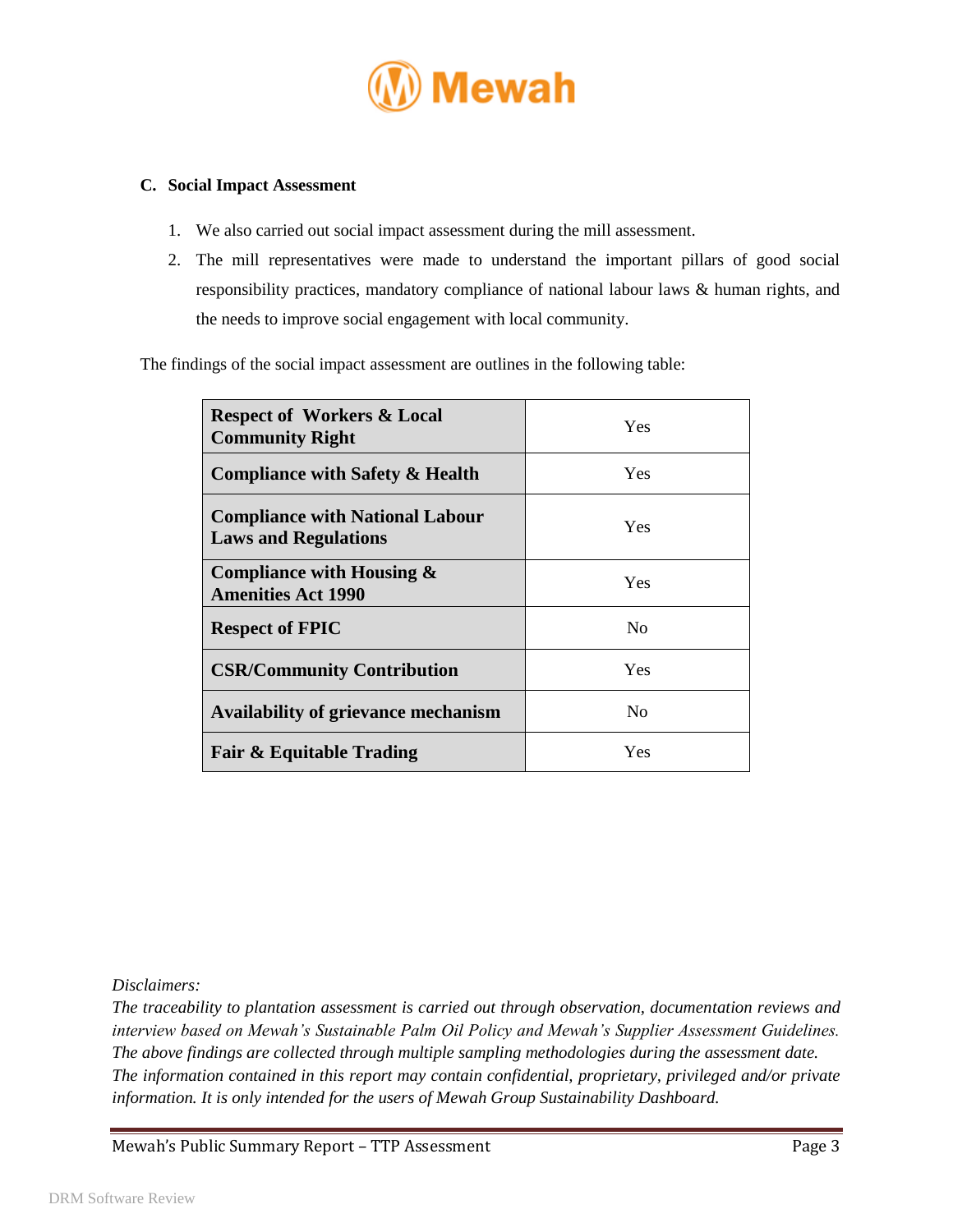### C. Social Impact Assessment

1. We also carried out social impact assessment during the mill assessment.
2. The mill representatives were made to understand the important pillars of good social responsibility practices, mandatory compliance of national labour laws & human rights, and the needs to improve social engagement with local community.

The findings of the social impact assessment are outlines in the following table:

| | |
|---|---|
| **Respect of Workers & Local Community Right** | Yes |
| **Compliance with Safety & Health** | Yes |
| **Compliance with National Labour Laws and Regulations** | Yes |
| **Compliance with Housing & Amenities Act 1990** | Yes |
| **Respect of FPIC** | No |
| **CSR/Community Contribution** | Yes |
| **Availability of grievance mechanism** | No |
| **Fair & Equitable Trading** | Yes |

*Disclaimers:*
*The traceability to plantation assessment is carried out through observation, documentation reviews and interview based on Mewah's Sustainable Palm Oil Policy and Mewah's Supplier Assessment Guidelines. The above findings are collected through multiple sampling methodologies during the assessment date. The information contained in this report may contain confidential, proprietary, privileged and/or private information. It is only intended for the users of Mewah Group Sustainability Dashboard.*